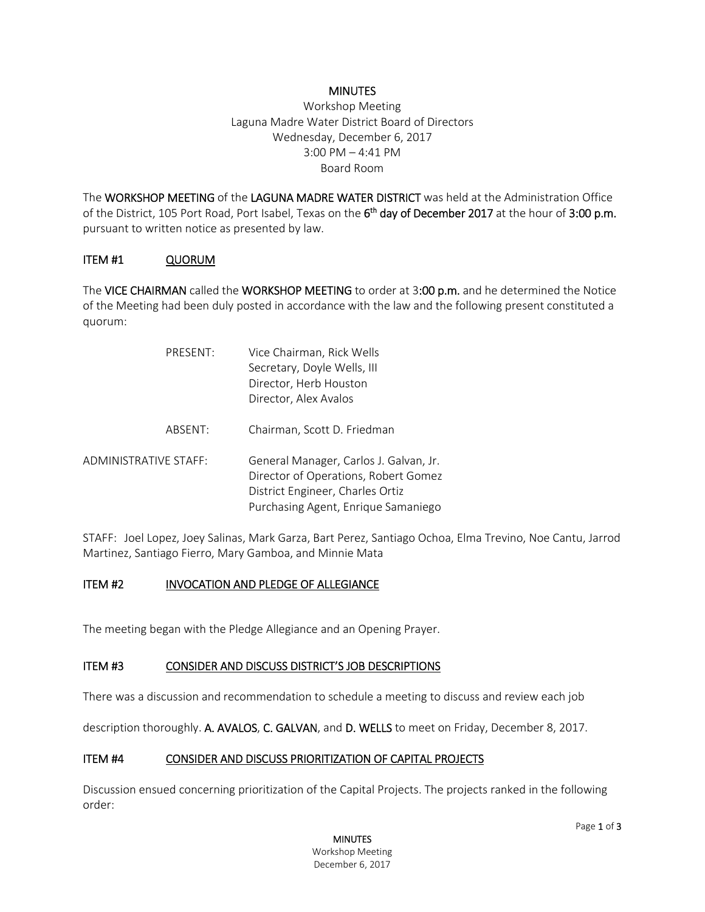# MINUTES

Workshop Meeting
Laguna Madre Water District Board of Directors
Wednesday, December 6, 2017
3:00 PM – 4:41 PM
Board Room

The **WORKSHOP MEETING** of the **LAGUNA MADRE WATER DISTRICT** was held at the Administration Office of the District, 105 Port Road, Port Isabel, Texas on the **6th day of December 2017** at the hour of **3:00 p.m.** pursuant to written notice as presented by law.

## ITEM #1 QUORUM

The **VICE CHAIRMAN** called the **WORKSHOP MEETING** to order at 3**:00 p.m.** and he determined the Notice of the Meeting had been duly posted in accordance with the law and the following present constituted a quorum:

PRESENT:
- Vice Chairman, Rick Wells
- Secretary, Doyle Wells, III
- Director, Herb Houston
- Director, Alex Avalos

ABSENT:
- Chairman, Scott D. Friedman

ADMINISTRATIVE STAFF:
- General Manager, Carlos J. Galvan, Jr.
- Director of Operations, Robert Gomez
- District Engineer, Charles Ortiz
- Purchasing Agent, Enrique Samaniego

STAFF: Joel Lopez, Joey Salinas, Mark Garza, Bart Perez, Santiago Ochoa, Elma Trevino, Noe Cantu, Jarrod Martinez, Santiago Fierro, Mary Gamboa, and Minnie Mata

## ITEM #2 INVOCATION AND PLEDGE OF ALLEGIANCE

The meeting began with the Pledge Allegiance and an Opening Prayer.

## ITEM #3 CONSIDER AND DISCUSS DISTRICT'S JOB DESCRIPTIONS

There was a discussion and recommendation to schedule a meeting to discuss and review each job description thoroughly. **A. AVALOS**, **C. GALVAN**, and **D. WELLS** to meet on Friday, December 8, 2017.

## ITEM #4 CONSIDER AND DISCUSS PRIORITIZATION OF CAPITAL PROJECTS

Discussion ensued concerning prioritization of the Capital Projects. The projects ranked in the following order: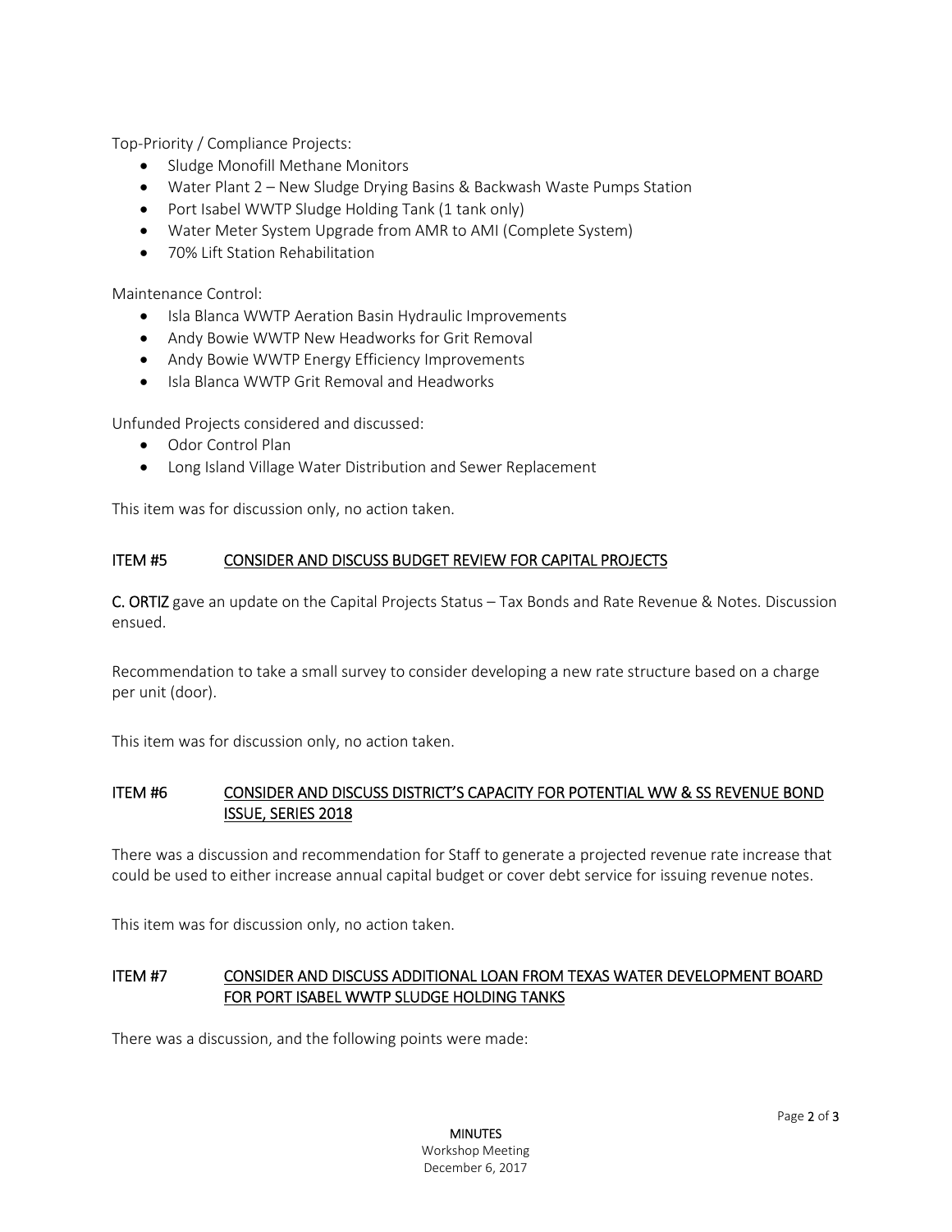Top-Priority / Compliance Projects:

- Sludge Monofill Methane Monitors
- Water Plant 2 – New Sludge Drying Basins & Backwash Waste Pumps Station
- Port Isabel WWTP Sludge Holding Tank (1 tank only)
- Water Meter System Upgrade from AMR to AMI (Complete System)
- 70% Lift Station Rehabilitation

Maintenance Control:

- Isla Blanca WWTP Aeration Basin Hydraulic Improvements
- Andy Bowie WWTP New Headworks for Grit Removal
- Andy Bowie WWTP Energy Efficiency Improvements
- Isla Blanca WWTP Grit Removal and Headworks

Unfunded Projects considered and discussed:

- Odor Control Plan
- Long Island Village Water Distribution and Sewer Replacement

This item was for discussion only, no action taken.

**ITEM #5** **CONSIDER AND DISCUSS BUDGET REVIEW FOR CAPITAL PROJECTS**

**C. ORTIZ** gave an update on the Capital Projects Status – Tax Bonds and Rate Revenue & Notes. Discussion ensued.

Recommendation to take a small survey to consider developing a new rate structure based on a charge per unit (door).

This item was for discussion only, no action taken.

**ITEM #6** **CONSIDER AND DISCUSS DISTRICT'S CAPACITY FOR POTENTIAL WW & SS REVENUE BOND ISSUE, SERIES 2018**

There was a discussion and recommendation for Staff to generate a projected revenue rate increase that could be used to either increase annual capital budget or cover debt service for issuing revenue notes.

This item was for discussion only, no action taken.

**ITEM #7** **CONSIDER AND DISCUSS ADDITIONAL LOAN FROM TEXAS WATER DEVELOPMENT BOARD FOR PORT ISABEL WWTP SLUDGE HOLDING TANKS**

There was a discussion, and the following points were made: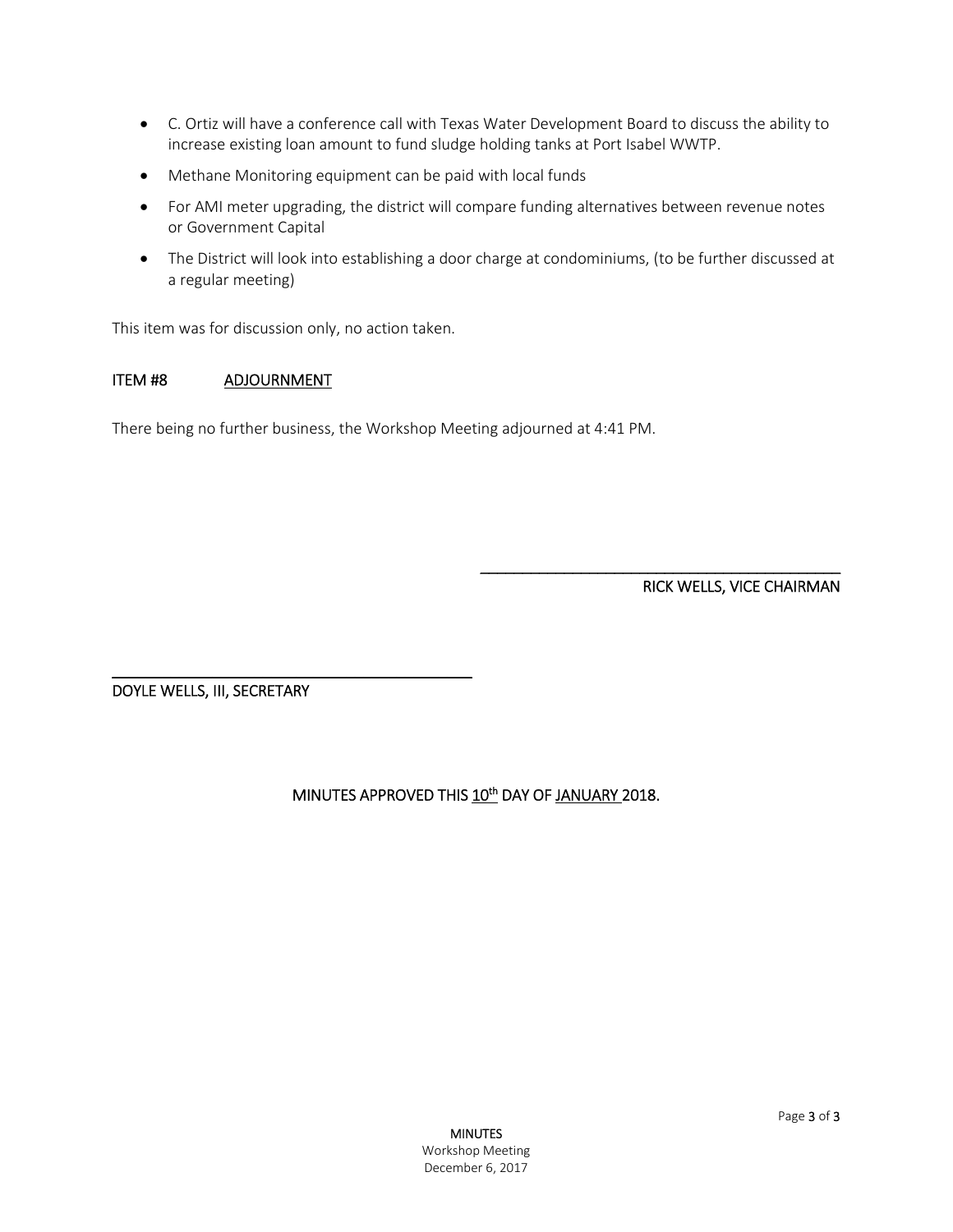- C. Ortiz will have a conference call with Texas Water Development Board to discuss the ability to increase existing loan amount to fund sludge holding tanks at Port Isabel WWTP.
- Methane Monitoring equipment can be paid with local funds
- For AMI meter upgrading, the district will compare funding alternatives between revenue notes or Government Capital
- The District will look into establishing a door charge at condominiums, (to be further discussed at a regular meeting)

This item was for discussion only, no action taken.

**ITEM #8 ADJOURNMENT**

There being no further business, the Workshop Meeting adjourned at 4:41 PM.

\_\_\_\_\_\_\_\_\_\_\_\_\_\_\_\_\_\_\_\_\_\_\_\_\_\_\_\_\_\_\_\_\_\_\_\_\_\_\_\_\_\_\_\_
RICK WELLS, VICE CHAIRMAN

\_\_\_\_\_\_\_\_\_\_\_\_\_\_\_\_\_\_\_\_\_\_\_\_\_\_\_\_\_\_\_\_\_\_\_\_\_\_\_\_\_\_\_\_
DOYLE WELLS, III, SECRETARY

MINUTES APPROVED THIS 10th DAY OF JANUARY 2018.